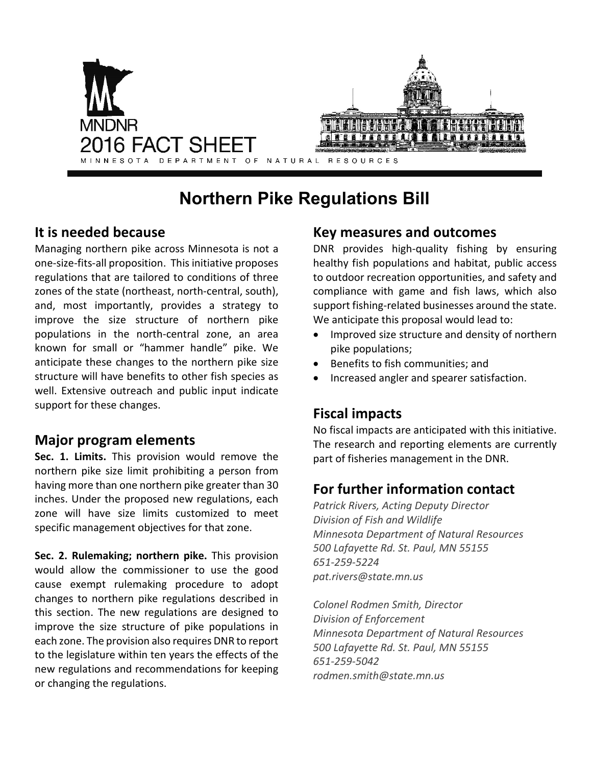MNDNR

2016 FACT SHEET

MINNESOTA DEPARTMENT OF NATURAL RESOURCES

# Northern Pike Regulations Bill

## It is needed because

Managing northern pike across Minnesota is not a one-size-fits-all proposition. This initiative proposes regulations that are tailored to conditions of three zones of the state (northeast, north-central, south), and, most importantly, provides a strategy to improve the size structure of northern pike populations in the north-central zone, an area known for small or "hammer handle" pike. We anticipate these changes to the northern pike size structure will have benefits to other fish species as well. Extensive outreach and public input indicate support for these changes.

## Major program elements

**Sec. 1. Limits.** This provision would remove the northern pike size limit prohibiting a person from having more than one northern pike greater than 30 inches. Under the proposed new regulations, each zone will have size limits customized to meet specific management objectives for that zone.

**Sec. 2. Rulemaking; northern pike.** This provision would allow the commissioner to use the good cause exempt rulemaking procedure to adopt changes to northern pike regulations described in this section. The new regulations are designed to improve the size structure of pike populations in each zone. The provision also requires DNR to report to the legislature within ten years the effects of the new regulations and recommendations for keeping or changing the regulations.

## Key measures and outcomes

DNR provides high-quality fishing by ensuring healthy fish populations and habitat, public access to outdoor recreation opportunities, and safety and compliance with game and fish laws, which also support fishing-related businesses around the state. We anticipate this proposal would lead to:

- Improved size structure and density of northern pike populations;
- Benefits to fish communities; and
- Increased angler and spearer satisfaction.

## Fiscal impacts

No fiscal impacts are anticipated with this initiative. The research and reporting elements are currently part of fisheries management in the DNR.

## For further information contact

*Patrick Rivers, Acting Deputy Director*
*Division of Fish and Wildlife*
*Minnesota Department of Natural Resources*
*500 Lafayette Rd. St. Paul, MN 55155*
*651-259-5224*
*pat.rivers@state.mn.us*

*Colonel Rodmen Smith, Director*
*Division of Enforcement*
*Minnesota Department of Natural Resources*
*500 Lafayette Rd. St. Paul, MN 55155*
*651-259-5042*
*rodmen.smith@state.mn.us*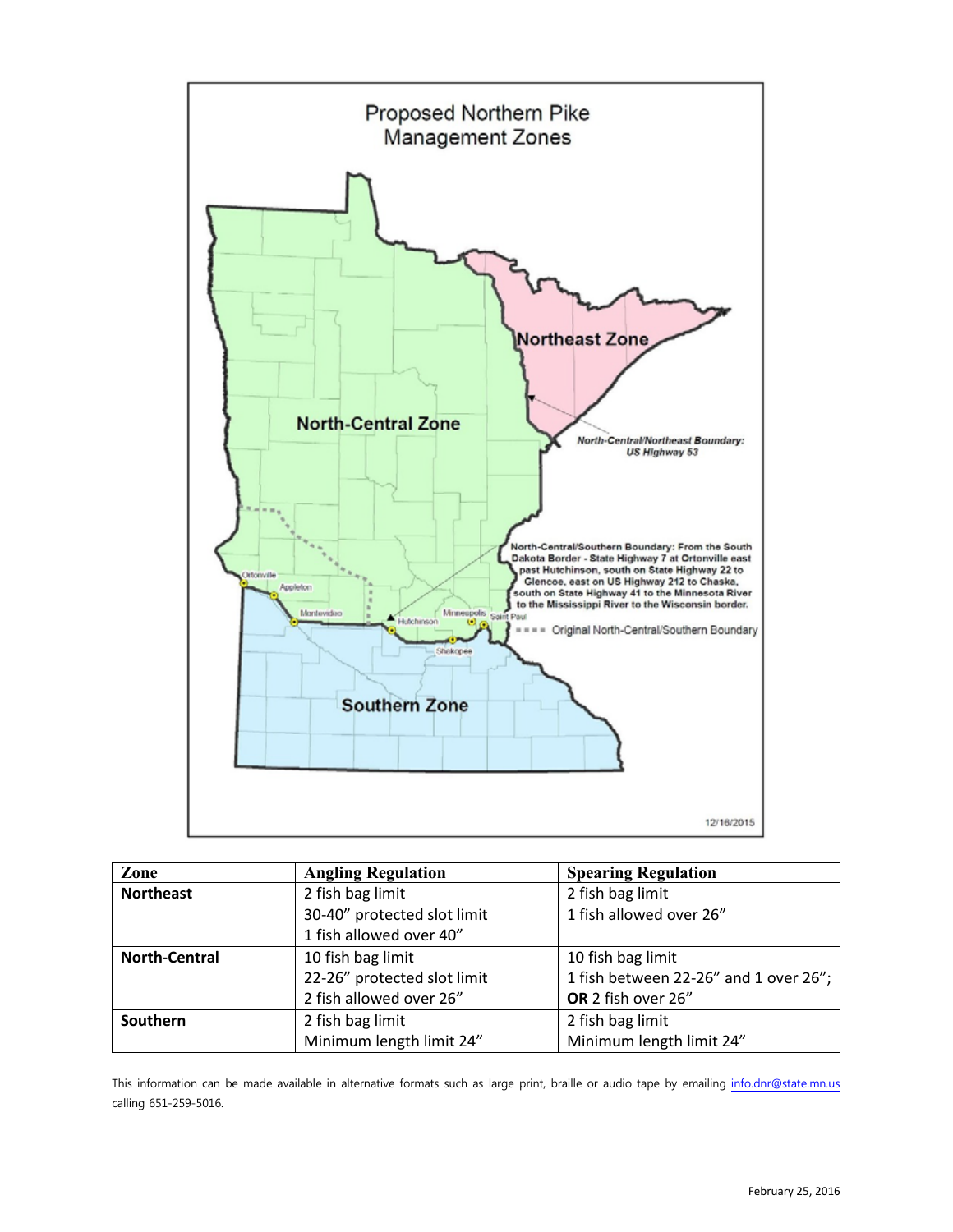Proposed Northern Pike Management Zones

Northeast Zone

North-Central Zone

Southern Zone

North-Central/Northeast Boundary: US Highway 53

North-Central/Southern Boundary: From the South Dakota Border - State Highway 7 at Ortonville east past Hutchinson, south on State Highway 22 to Glencoe, east on US Highway 212 to Chaska, south on State Highway 41 to the Minnesota River to the Mississippi River to the Wisconsin border.

Original North-Central/Southern Boundary

Ortonville

Appleton

Montevideo

Hutchinson

Minneapolis

Saint Paul

Shakopee

12/16/2015

| Zone | Angling Regulation | Spearing Regulation |
| --- | --- | --- |
| **Northeast** | 2 fish bag limit<br>30-40” protected slot limit<br>1 fish allowed over 40” | 2 fish bag limit<br>1 fish allowed over 26” |
| **North-Central** | 10 fish bag limit<br>22-26” protected slot limit<br>2 fish allowed over 26” | 10 fish bag limit<br>1 fish between 22-26” and 1 over 26”;<br>**OR** 2 fish over 26” |
| **Southern** | 2 fish bag limit<br>Minimum length limit 24” | 2 fish bag limit<br>Minimum length limit 24” |

This information can be made available in alternative formats such as large print, braille or audio tape by emailing info.dnr@state.mn.us calling 651-259-5016.

February 25, 2016